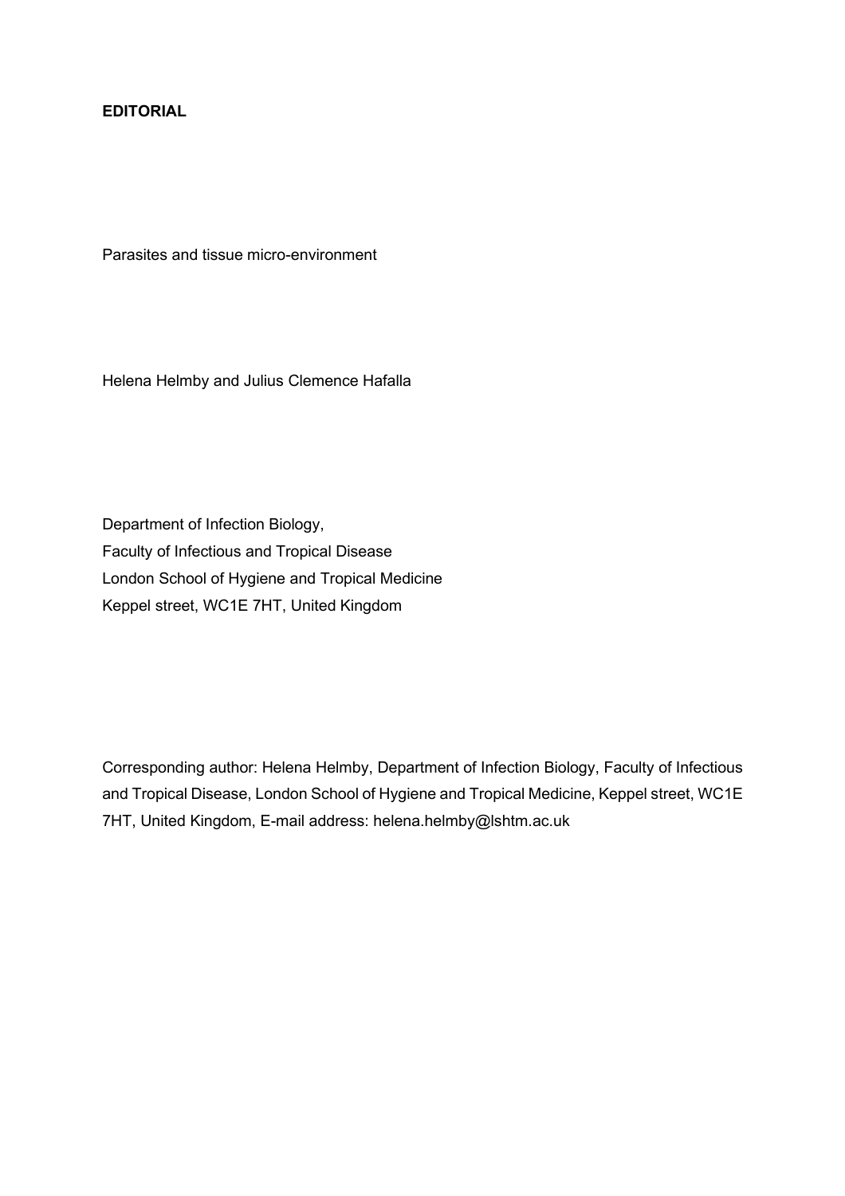**EDITORIAL**

# Parasites and tissue micro-environment

Helena Helmby and Julius Clemence Hafalla

Department of Infection Biology,
Faculty of Infectious and Tropical Disease
London School of Hygiene and Tropical Medicine
Keppel street, WC1E 7HT, United Kingdom

Corresponding author: Helena Helmby, Department of Infection Biology, Faculty of Infectious and Tropical Disease, London School of Hygiene and Tropical Medicine, Keppel street, WC1E 7HT, United Kingdom, E-mail address: helena.helmby@lshtm.ac.uk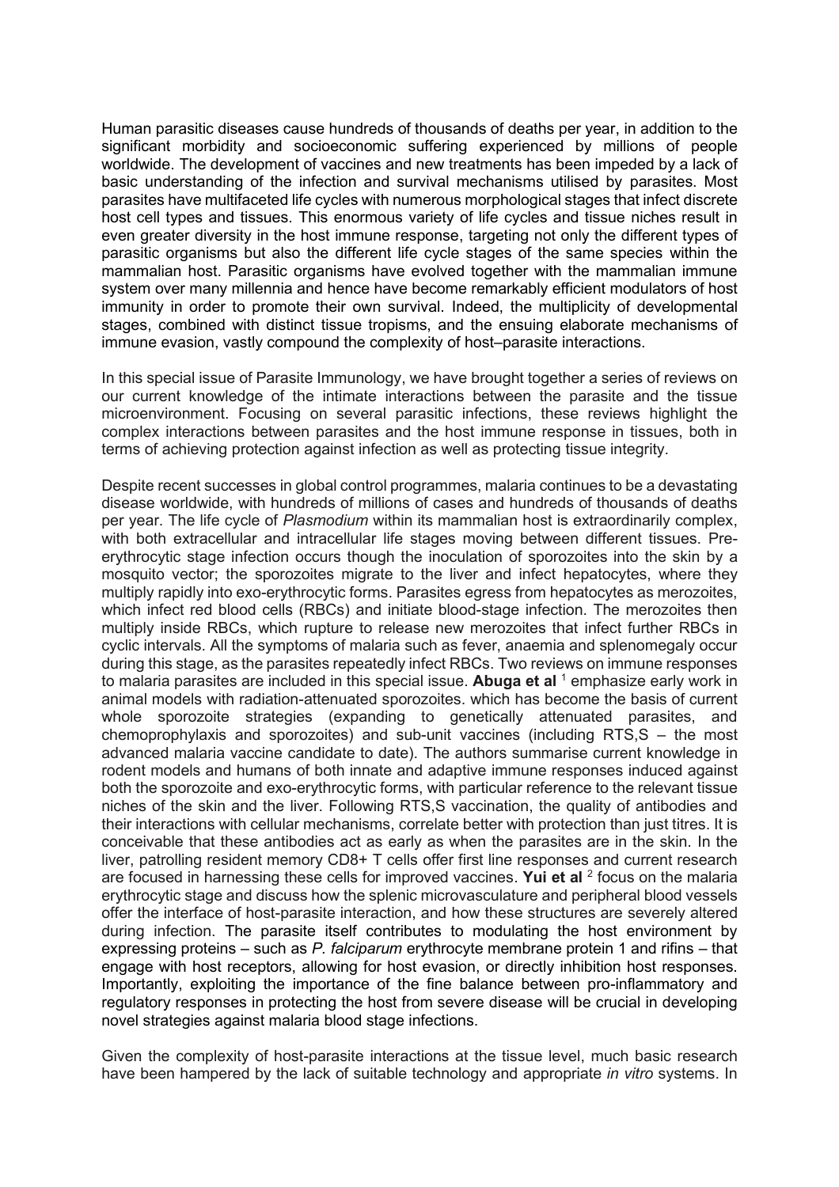Human parasitic diseases cause hundreds of thousands of deaths per year, in addition to the significant morbidity and socioeconomic suffering experienced by millions of people worldwide. The development of vaccines and new treatments has been impeded by a lack of basic understanding of the infection and survival mechanisms utilised by parasites. Most parasites have multifaceted life cycles with numerous morphological stages that infect discrete host cell types and tissues. This enormous variety of life cycles and tissue niches result in even greater diversity in the host immune response, targeting not only the different types of parasitic organisms but also the different life cycle stages of the same species within the mammalian host. Parasitic organisms have evolved together with the mammalian immune system over many millennia and hence have become remarkably efficient modulators of host immunity in order to promote their own survival. Indeed, the multiplicity of developmental stages, combined with distinct tissue tropisms, and the ensuing elaborate mechanisms of immune evasion, vastly compound the complexity of host–parasite interactions.

In this special issue of Parasite Immunology, we have brought together a series of reviews on our current knowledge of the intimate interactions between the parasite and the tissue microenvironment. Focusing on several parasitic infections, these reviews highlight the complex interactions between parasites and the host immune response in tissues, both in terms of achieving protection against infection as well as protecting tissue integrity.

Despite recent successes in global control programmes, malaria continues to be a devastating disease worldwide, with hundreds of millions of cases and hundreds of thousands of deaths per year. The life cycle of *Plasmodium* within its mammalian host is extraordinarily complex, with both extracellular and intracellular life stages moving between different tissues. Pre-erythrocytic stage infection occurs though the inoculation of sporozoites into the skin by a mosquito vector; the sporozoites migrate to the liver and infect hepatocytes, where they multiply rapidly into exo-erythrocytic forms. Parasites egress from hepatocytes as merozoites, which infect red blood cells (RBCs) and initiate blood-stage infection. The merozoites then multiply inside RBCs, which rupture to release new merozoites that infect further RBCs in cyclic intervals. All the symptoms of malaria such as fever, anaemia and splenomegaly occur during this stage, as the parasites repeatedly infect RBCs. Two reviews on immune responses to malaria parasites are included in this special issue. **Abuga et al** [1] emphasize early work in animal models with radiation-attenuated sporozoites. which has become the basis of current whole sporozoite strategies (expanding to genetically attenuated parasites, and chemoprophylaxis and sporozoites) and sub-unit vaccines (including RTS,S – the most advanced malaria vaccine candidate to date). The authors summarise current knowledge in rodent models and humans of both innate and adaptive immune responses induced against both the sporozoite and exo-erythrocytic forms, with particular reference to the relevant tissue niches of the skin and the liver. Following RTS,S vaccination, the quality of antibodies and their interactions with cellular mechanisms, correlate better with protection than just titres. It is conceivable that these antibodies act as early as when the parasites are in the skin. In the liver, patrolling resident memory CD8+ T cells offer first line responses and current research are focused in harnessing these cells for improved vaccines. **Yui et al** [2] focus on the malaria erythrocytic stage and discuss how the splenic microvasculature and peripheral blood vessels offer the interface of host-parasite interaction, and how these structures are severely altered during infection. The parasite itself contributes to modulating the host environment by expressing proteins – such as *P. falciparum* erythrocyte membrane protein 1 and rifins – that engage with host receptors, allowing for host evasion, or directly inhibition host responses. Importantly, exploiting the importance of the fine balance between pro-inflammatory and regulatory responses in protecting the host from severe disease will be crucial in developing novel strategies against malaria blood stage infections.

Given the complexity of host-parasite interactions at the tissue level, much basic research have been hampered by the lack of suitable technology and appropriate *in vitro* systems. In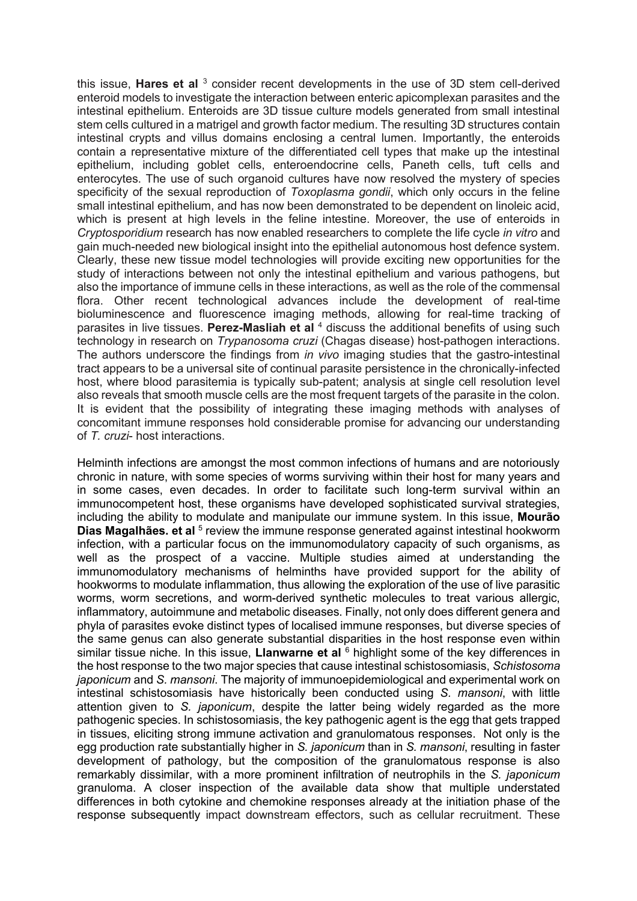this issue, **Hares et al** [3] consider recent developments in the use of 3D stem cell-derived enteroid models to investigate the interaction between enteric apicomplexan parasites and the intestinal epithelium. Enteroids are 3D tissue culture models generated from small intestinal stem cells cultured in a matrigel and growth factor medium. The resulting 3D structures contain intestinal crypts and villus domains enclosing a central lumen. Importantly, the enteroids contain a representative mixture of the differentiated cell types that make up the intestinal epithelium, including goblet cells, enteroendocrine cells, Paneth cells, tuft cells and enterocytes. The use of such organoid cultures have now resolved the mystery of species specificity of the sexual reproduction of *Toxoplasma gondii*, which only occurs in the feline small intestinal epithelium, and has now been demonstrated to be dependent on linoleic acid, which is present at high levels in the feline intestine. Moreover, the use of enteroids in *Cryptosporidium* research has now enabled researchers to complete the life cycle *in vitro* and gain much-needed new biological insight into the epithelial autonomous host defence system. Clearly, these new tissue model technologies will provide exciting new opportunities for the study of interactions between not only the intestinal epithelium and various pathogens, but also the importance of immune cells in these interactions, as well as the role of the commensal flora. Other recent technological advances include the development of real-time bioluminescence and fluorescence imaging methods, allowing for real-time tracking of parasites in live tissues. **Perez-Masliah et al** [4] discuss the additional benefits of using such technology in research on *Trypanosoma cruzi* (Chagas disease) host-pathogen interactions. The authors underscore the findings from *in vivo* imaging studies that the gastro-intestinal tract appears to be a universal site of continual parasite persistence in the chronically-infected host, where blood parasitemia is typically sub-patent; analysis at single cell resolution level also reveals that smooth muscle cells are the most frequent targets of the parasite in the colon. It is evident that the possibility of integrating these imaging methods with analyses of concomitant immune responses hold considerable promise for advancing our understanding of *T. cruzi*- host interactions.

Helminth infections are amongst the most common infections of humans and are notoriously chronic in nature, with some species of worms surviving within their host for many years and in some cases, even decades. In order to facilitate such long-term survival within an immunocompetent host, these organisms have developed sophisticated survival strategies, including the ability to modulate and manipulate our immune system. In this issue, **Mourão Dias Magalhães. et al** [5] review the immune response generated against intestinal hookworm infection, with a particular focus on the immunomodulatory capacity of such organisms, as well as the prospect of a vaccine. Multiple studies aimed at understanding the immunomodulatory mechanisms of helminths have provided support for the ability of hookworms to modulate inflammation, thus allowing the exploration of the use of live parasitic worms, worm secretions, and worm-derived synthetic molecules to treat various allergic, inflammatory, autoimmune and metabolic diseases. Finally, not only does different genera and phyla of parasites evoke distinct types of localised immune responses, but diverse species of the same genus can also generate substantial disparities in the host response even within similar tissue niche. In this issue, **Llanwarne et al** [6] highlight some of the key differences in the host response to the two major species that cause intestinal schistosomiasis, *Schistosoma japonicum* and *S. mansoni*. The majority of immunoepidemiological and experimental work on intestinal schistosomiasis have historically been conducted using *S. mansoni*, with little attention given to *S. japonicum*, despite the latter being widely regarded as the more pathogenic species. In schistosomiasis, the key pathogenic agent is the egg that gets trapped in tissues, eliciting strong immune activation and granulomatous responses. Not only is the egg production rate substantially higher in *S. japonicum* than in *S. mansoni*, resulting in faster development of pathology, but the composition of the granulomatous response is also remarkably dissimilar, with a more prominent infiltration of neutrophils in the *S. japonicum* granuloma. A closer inspection of the available data show that multiple understated differences in both cytokine and chemokine responses already at the initiation phase of the response subsequently impact downstream effectors, such as cellular recruitment. These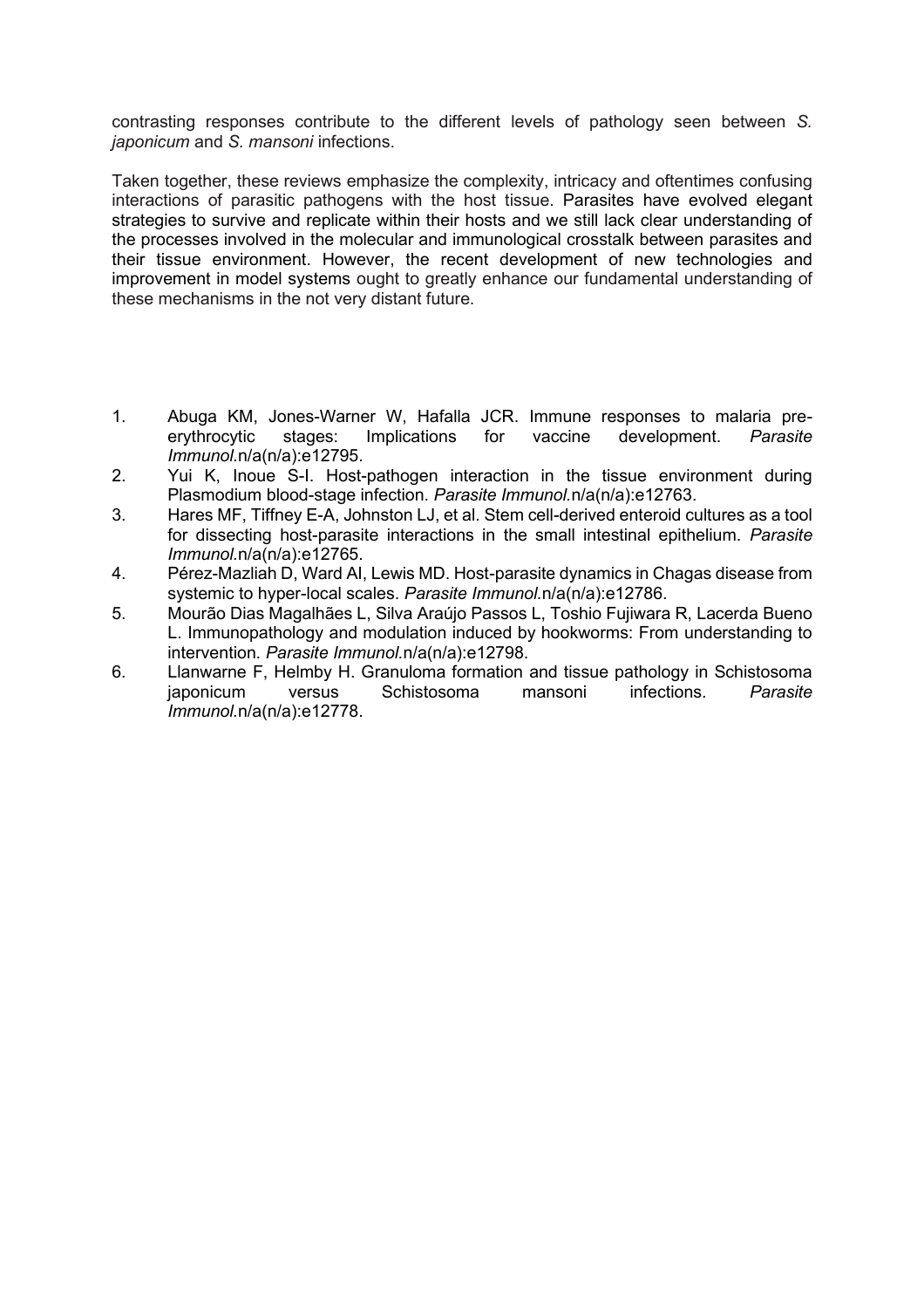contrasting responses contribute to the different levels of pathology seen between *S. japonicum* and *S. mansoni* infections.

Taken together, these reviews emphasize the complexity, intricacy and oftentimes confusing interactions of parasitic pathogens with the host tissue. Parasites have evolved elegant strategies to survive and replicate within their hosts and we still lack clear understanding of the processes involved in the molecular and immunological crosstalk between parasites and their tissue environment. However, the recent development of new technologies and improvement in model systems ought to greatly enhance our fundamental understanding of these mechanisms in the not very distant future.

1. Abuga KM, Jones-Warner W, Hafalla JCR. Immune responses to malaria pre-erythrocytic stages: Implications for vaccine development. *Parasite Immunol.*n/a(n/a):e12795.
2. Yui K, Inoue S-I. Host-pathogen interaction in the tissue environment during Plasmodium blood-stage infection. *Parasite Immunol.*n/a(n/a):e12763.
3. Hares MF, Tiffney E-A, Johnston LJ, et al. Stem cell-derived enteroid cultures as a tool for dissecting host-parasite interactions in the small intestinal epithelium. *Parasite Immunol.*n/a(n/a):e12765.
4. Pérez-Mazliah D, Ward AI, Lewis MD. Host-parasite dynamics in Chagas disease from systemic to hyper-local scales. *Parasite Immunol.*n/a(n/a):e12786.
5. Mourão Dias Magalhães L, Silva Araújo Passos L, Toshio Fujiwara R, Lacerda Bueno L. Immunopathology and modulation induced by hookworms: From understanding to intervention. *Parasite Immunol.*n/a(n/a):e12798.
6. Llanwarne F, Helmby H. Granuloma formation and tissue pathology in Schistosoma japonicum versus Schistosoma mansoni infections. *Parasite Immunol.*n/a(n/a):e12778.